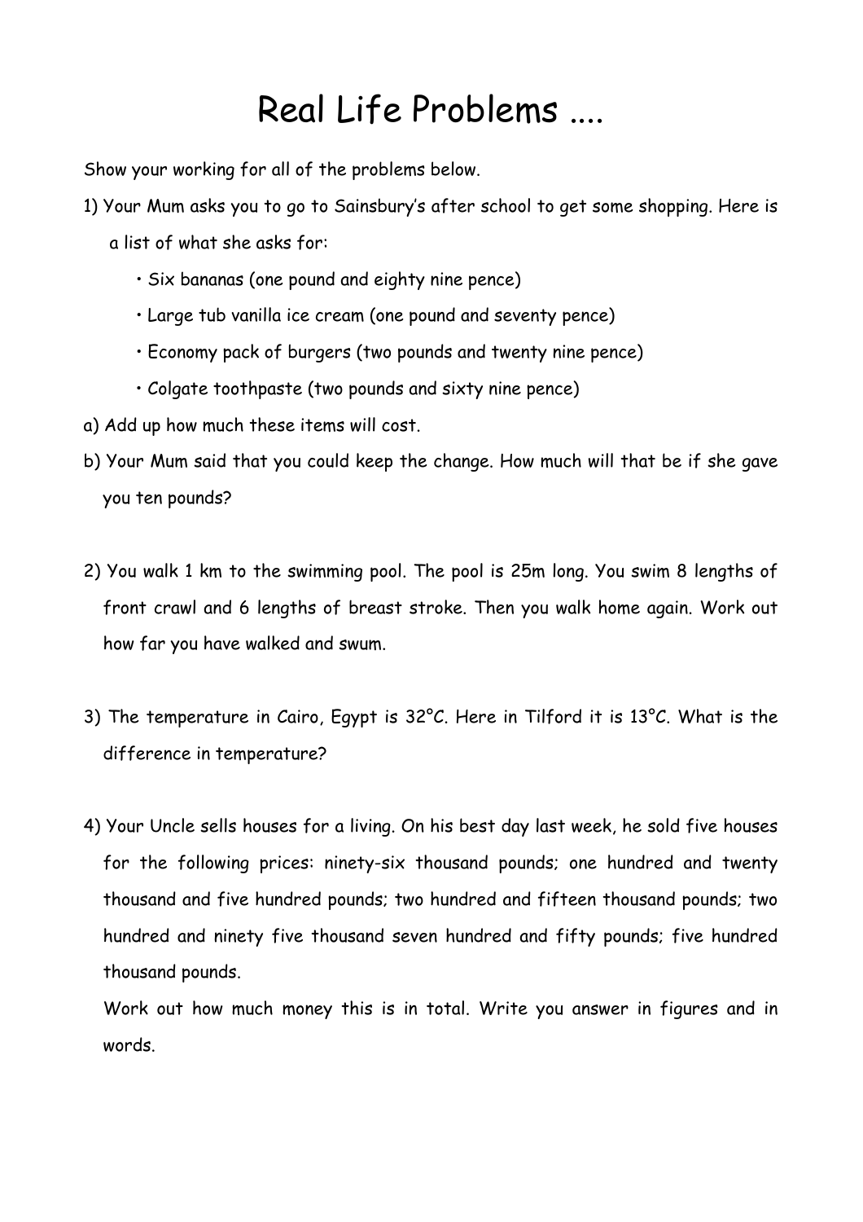# Real Life Problems ....

Show your working for all of the problems below.

1) Your Mum asks you to go to Sainsbury's after school to get some shopping. Here is a list of what she asks for:

   - Six bananas (one pound and eighty nine pence)
   - Large tub vanilla ice cream (one pound and seventy pence)
   - Economy pack of burgers (two pounds and twenty nine pence)
   - Colgate toothpaste (two pounds and sixty nine pence)

a) Add up how much these items will cost.

b) Your Mum said that you could keep the change. How much will that be if she gave you ten pounds?

2) You walk 1 km to the swimming pool. The pool is 25m long. You swim 8 lengths of front crawl and 6 lengths of breast stroke. Then you walk home again. Work out how far you have walked and swum.

3) The temperature in Cairo, Egypt is 32°C. Here in Tilford it is 13°C. What is the difference in temperature?

4) Your Uncle sells houses for a living. On his best day last week, he sold five houses for the following prices: ninety-six thousand pounds; one hundred and twenty thousand and five hundred pounds; two hundred and fifteen thousand pounds; two hundred and ninety five thousand seven hundred and fifty pounds; five hundred thousand pounds.

   Work out how much money this is in total. Write you answer in figures and in words.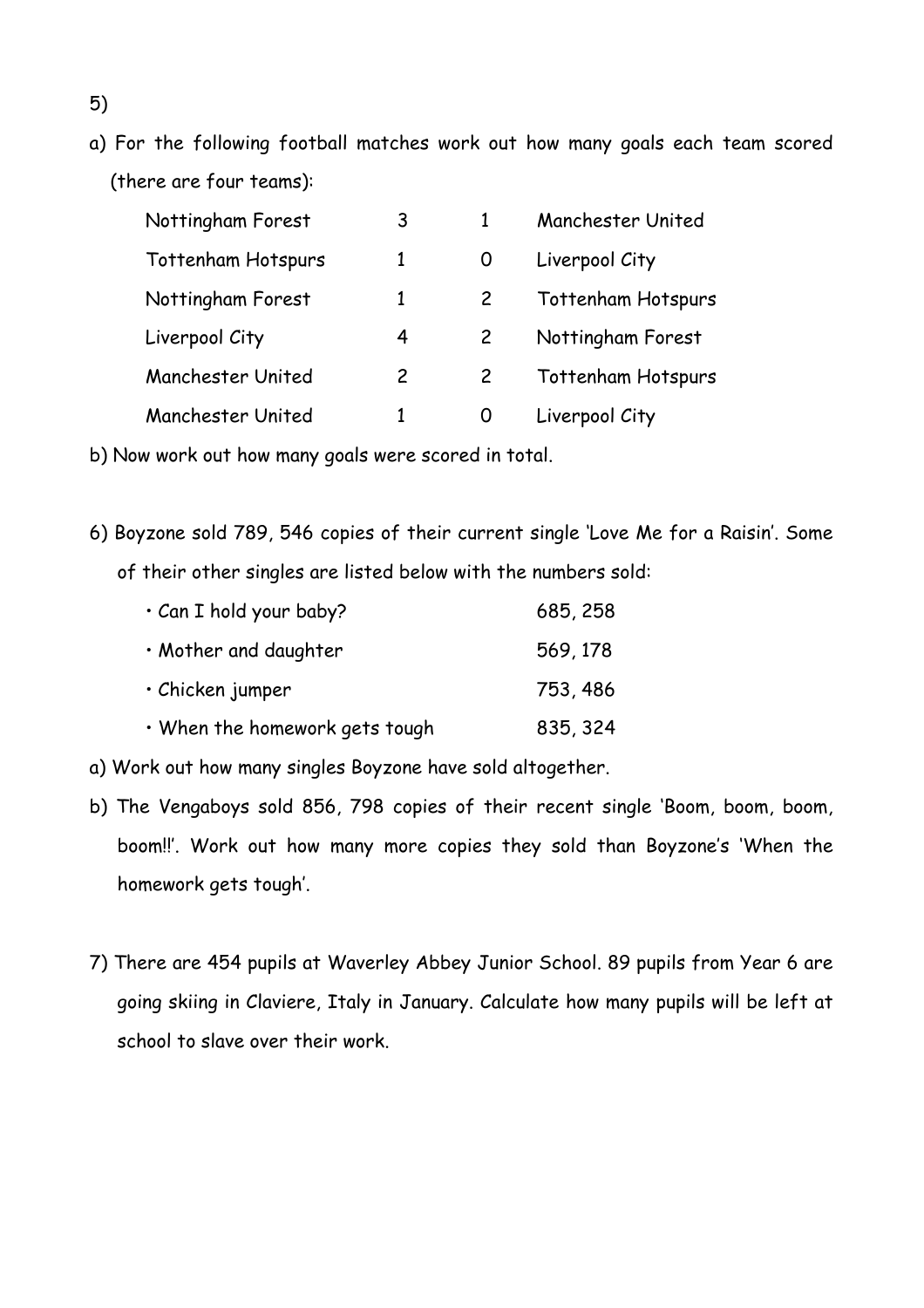5)

a) For the following football matches work out how many goals each team scored (there are four teams):

| | | | |
|---|---|---|---|
| Nottingham Forest | 3 | 1 | Manchester United |
| Tottenham Hotspurs | 1 | 0 | Liverpool City |
| Nottingham Forest | 1 | 2 | Tottenham Hotspurs |
| Liverpool City | 4 | 2 | Nottingham Forest |
| Manchester United | 2 | 2 | Tottenham Hotspurs |
| Manchester United | 1 | 0 | Liverpool City |

b) Now work out how many goals were scored in total.

6) Boyzone sold 789, 546 copies of their current single 'Love Me for a Raisin'. Some of their other singles are listed below with the numbers sold:

| | |
|---|---|
| • Can I hold your baby? | 685, 258 |
| • Mother and daughter | 569, 178 |
| • Chicken jumper | 753, 486 |
| • When the homework gets tough | 835, 324 |

a) Work out how many singles Boyzone have sold altogether.

b) The Vengaboys sold 856, 798 copies of their recent single 'Boom, boom, boom, boom!!'. Work out how many more copies they sold than Boyzone's 'When the homework gets tough'.

7) There are 454 pupils at Waverley Abbey Junior School. 89 pupils from Year 6 are going skiing in Claviere, Italy in January. Calculate how many pupils will be left at school to slave over their work.